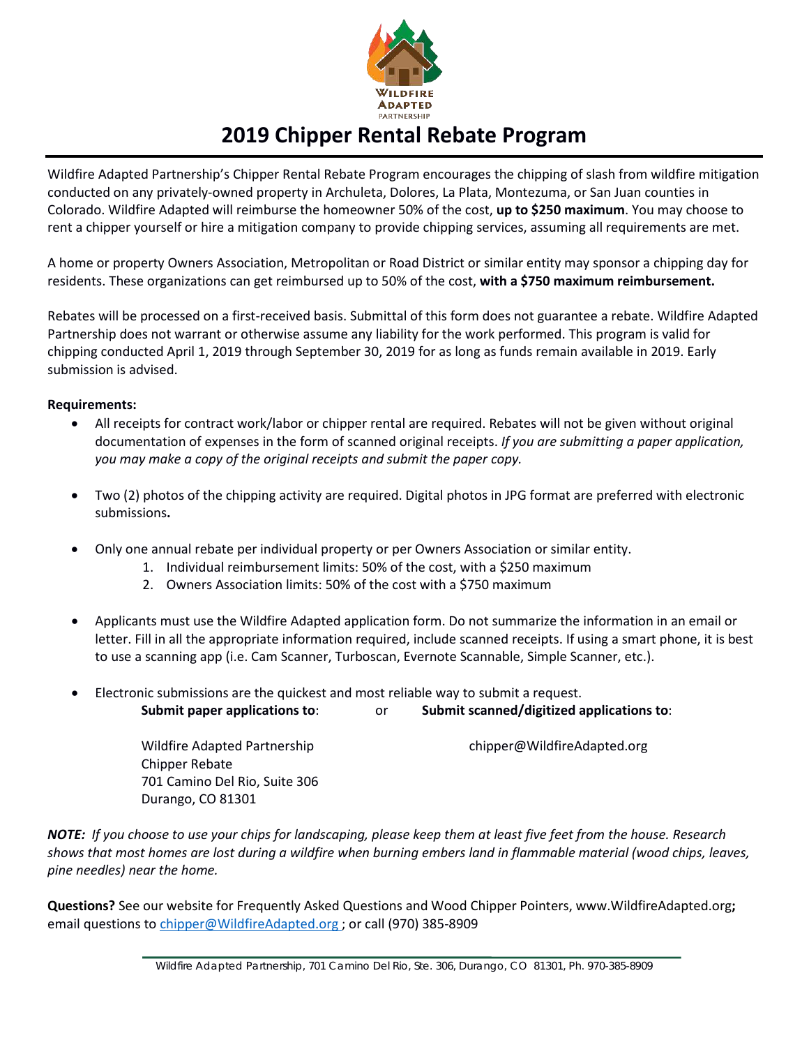WILDFIRE ADAPTED PARTNERSHIP

# 2019 Chipper Rental Rebate Program

Wildfire Adapted Partnership's Chipper Rental Rebate Program encourages the chipping of slash from wildfire mitigation conducted on any privately-owned property in Archuleta, Dolores, La Plata, Montezuma, or San Juan counties in Colorado. Wildfire Adapted will reimburse the homeowner 50% of the cost, **up to $250 maximum**. You may choose to rent a chipper yourself or hire a mitigation company to provide chipping services, assuming all requirements are met.

A home or property Owners Association, Metropolitan or Road District or similar entity may sponsor a chipping day for residents. These organizations can get reimbursed up to 50% of the cost, **with a $750 maximum reimbursement.**

Rebates will be processed on a first-received basis. Submittal of this form does not guarantee a rebate. Wildfire Adapted Partnership does not warrant or otherwise assume any liability for the work performed. This program is valid for chipping conducted April 1, 2019 through September 30, 2019 for as long as funds remain available in 2019. Early submission is advised.

**Requirements:**

- All receipts for contract work/labor or chipper rental are required. Rebates will not be given without original documentation of expenses in the form of scanned original receipts. *If you are submitting a paper application, you may make a copy of the original receipts and submit the paper copy.*

- Two (2) photos of the chipping activity are required. Digital photos in JPG format are preferred with electronic submissions**.**

- Only one annual rebate per individual property or per Owners Association or similar entity.
  1. Individual reimbursement limits: 50% of the cost, with a $250 maximum
  2. Owners Association limits: 50% of the cost with a $750 maximum

- Applicants must use the Wildfire Adapted application form. Do not summarize the information in an email or letter. Fill in all the appropriate information required, include scanned receipts. If using a smart phone, it is best to use a scanning app (i.e. Cam Scanner, Turboscan, Evernote Scannable, Simple Scanner, etc.).

- Electronic submissions are the quickest and most reliable way to submit a request.

**Submit paper applications to**: or **Submit scanned/digitized applications to**:

Wildfire Adapted Partnership
Chipper Rebate
701 Camino Del Rio, Suite 306
Durango, CO 81301

chipper@WildfireAdapted.org

***NOTE:** If you choose to use your chips for landscaping, please keep them at least five feet from the house. Research shows that most homes are lost during a wildfire when burning embers land in flammable material (wood chips, leaves, pine needles) near the home.*

**Questions?** See our website for Frequently Asked Questions and Wood Chipper Pointers, www.WildfireAdapted.org**;** email questions to chipper@WildfireAdapted.org ; or call (970) 385-8909

Wildfire Adapted Partnership, 701 Camino Del Rio, Ste. 306, Durango, CO 81301, Ph. 970-385-8909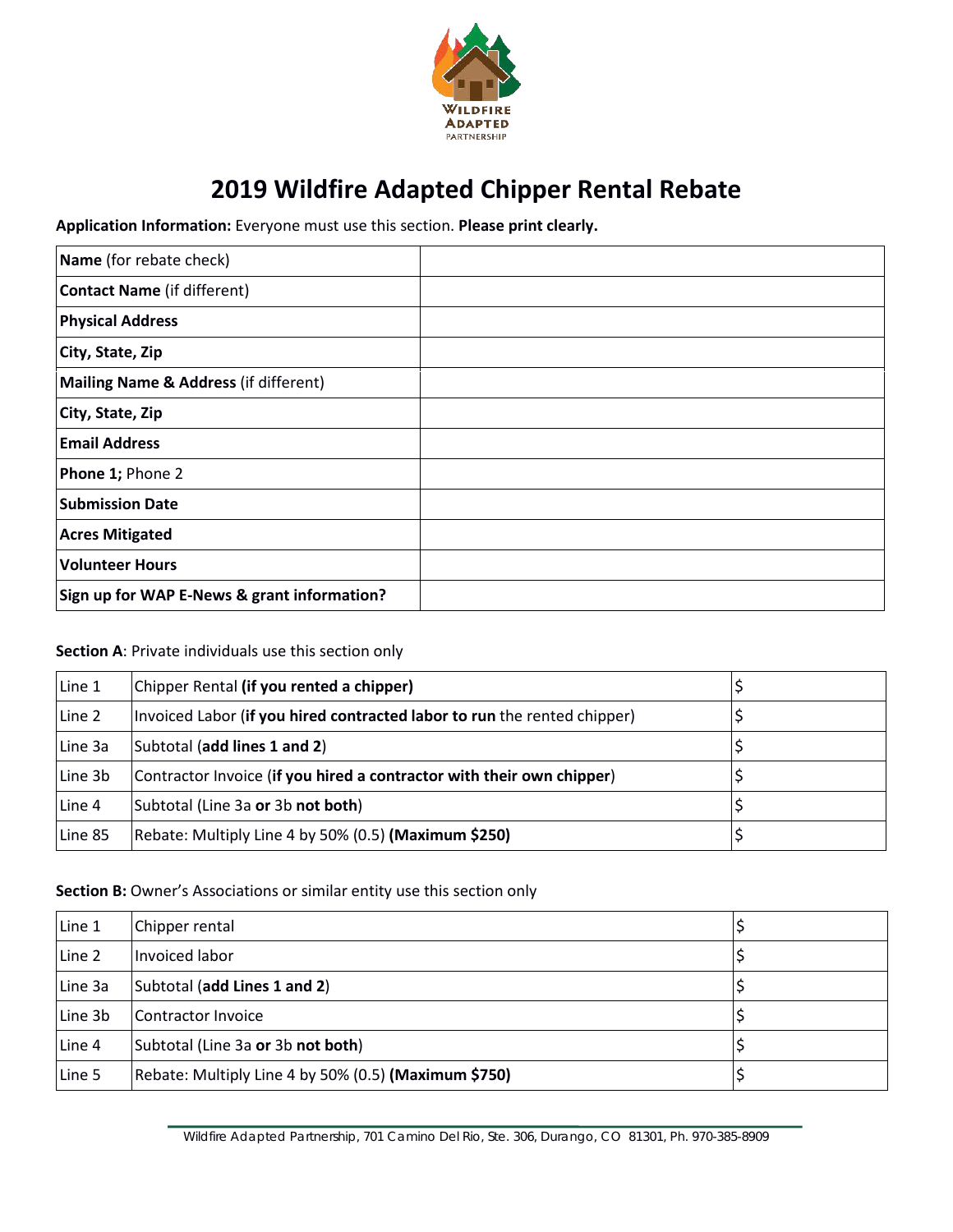WILDFIRE ADAPTED PARTNERSHIP

# 2019 Wildfire Adapted Chipper Rental Rebate

**Application Information:** Everyone must use this section. **Please print clearly.**

| | |
|---|---|
| **Name** (for rebate check) | |
| **Contact Name** (if different) | |
| **Physical Address** | |
| **City, State, Zip** | |
| **Mailing Name & Address** (if different) | |
| **City, State, Zip** | |
| **Email Address** | |
| **Phone 1;** Phone 2 | |
| **Submission Date** | |
| **Acres Mitigated** | |
| **Volunteer Hours** | |
| **Sign up for WAP E-News & grant information?** | |

**Section A**: Private individuals use this section only

| | | |
|---|---|---|
| Line 1 | Chipper Rental **(if you rented a chipper)** | $ |
| Line 2 | Invoiced Labor (**if you hired contracted labor to run** the rented chipper) | $ |
| Line 3a | Subtotal (**add lines 1 and 2**) | $ |
| Line 3b | Contractor Invoice (**if you hired a contractor with their own chipper**) | $ |
| Line 4 | Subtotal (Line 3a **or** 3b **not both**) | $ |
| Line 85 | Rebate: Multiply Line 4 by 50% (0.5) **(Maximum $250)** | $ |

**Section B:** Owner's Associations or similar entity use this section only

| | | |
|---|---|---|
| Line 1 | Chipper rental | $ |
| Line 2 | Invoiced labor | $ |
| Line 3a | Subtotal (**add Lines 1 and 2**) | $ |
| Line 3b | Contractor Invoice | $ |
| Line 4 | Subtotal (Line 3a **or** 3b **not both**) | $ |
| Line 5 | Rebate: Multiply Line 4 by 50% (0.5) **(Maximum $750)** | $ |

Wildfire Adapted Partnership, 701 Camino Del Rio, Ste. 306, Durango, CO 81301, Ph. 970-385-8909